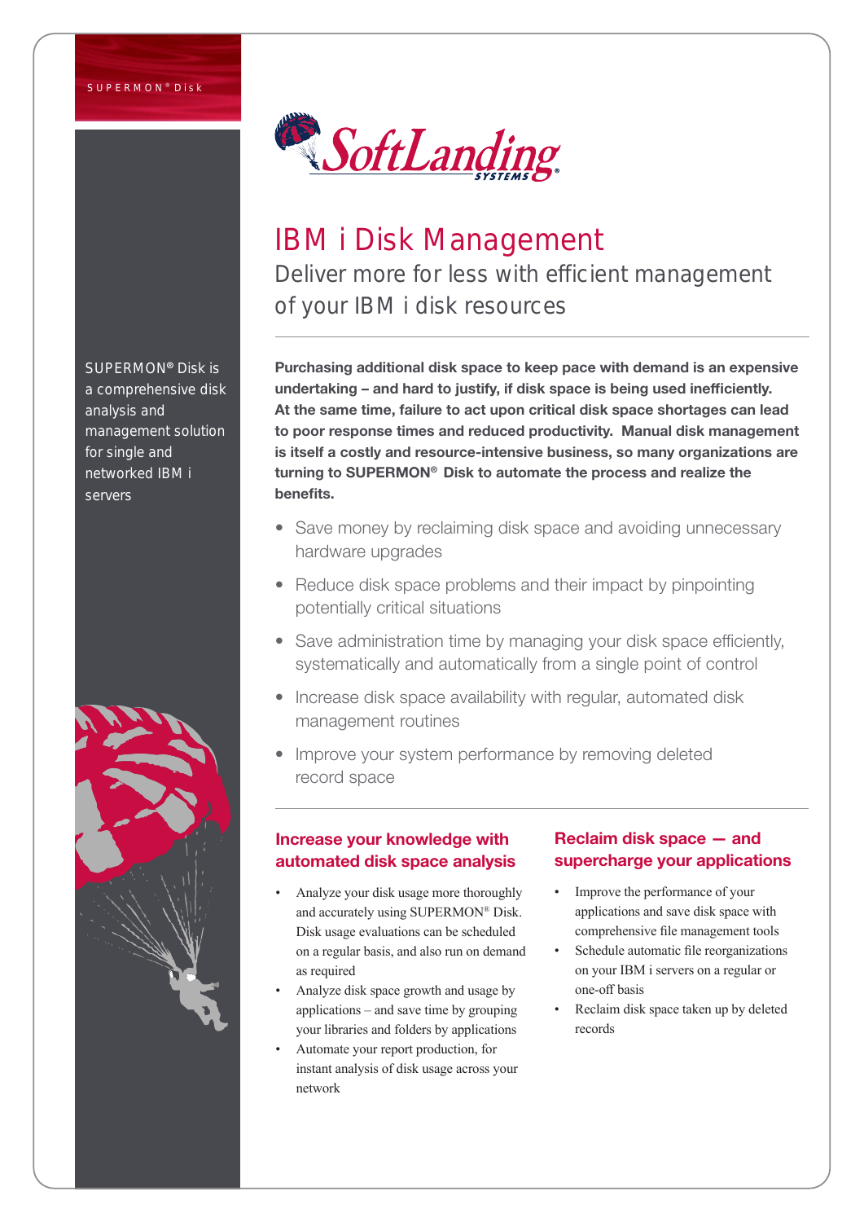SUPERMON® Disk

# IBM i Disk Management

## Deliver more for less with efficient management of your IBM i disk resources

SUPERMON® Disk is a comprehensive disk analysis and management solution for single and networked IBM i servers

**Purchasing additional disk space to keep pace with demand is an expensive undertaking – and hard to justify, if disk space is being used inefficiently. At the same time, failure to act upon critical disk space shortages can lead to poor response times and reduced productivity. Manual disk management is itself a costly and resource-intensive business, so many organizations are turning to SUPERMON® Disk to automate the process and realize the benefits.**

- Save money by reclaiming disk space and avoiding unnecessary hardware upgrades
- Reduce disk space problems and their impact by pinpointing potentially critical situations
- Save administration time by managing your disk space efficiently, systematically and automatically from a single point of control
- Increase disk space availability with regular, automated disk management routines
- Improve your system performance by removing deleted record space

### Increase your knowledge with automated disk space analysis

- Analyze your disk usage more thoroughly and accurately using SUPERMON® Disk. Disk usage evaluations can be scheduled on a regular basis, and also run on demand as required
- Analyze disk space growth and usage by applications – and save time by grouping your libraries and folders by applications
- Automate your report production, for instant analysis of disk usage across your network

### Reclaim disk space — and supercharge your applications

- Improve the performance of your applications and save disk space with comprehensive file management tools
- Schedule automatic file reorganizations on your IBM i servers on a regular or one-off basis
- Reclaim disk space taken up by deleted records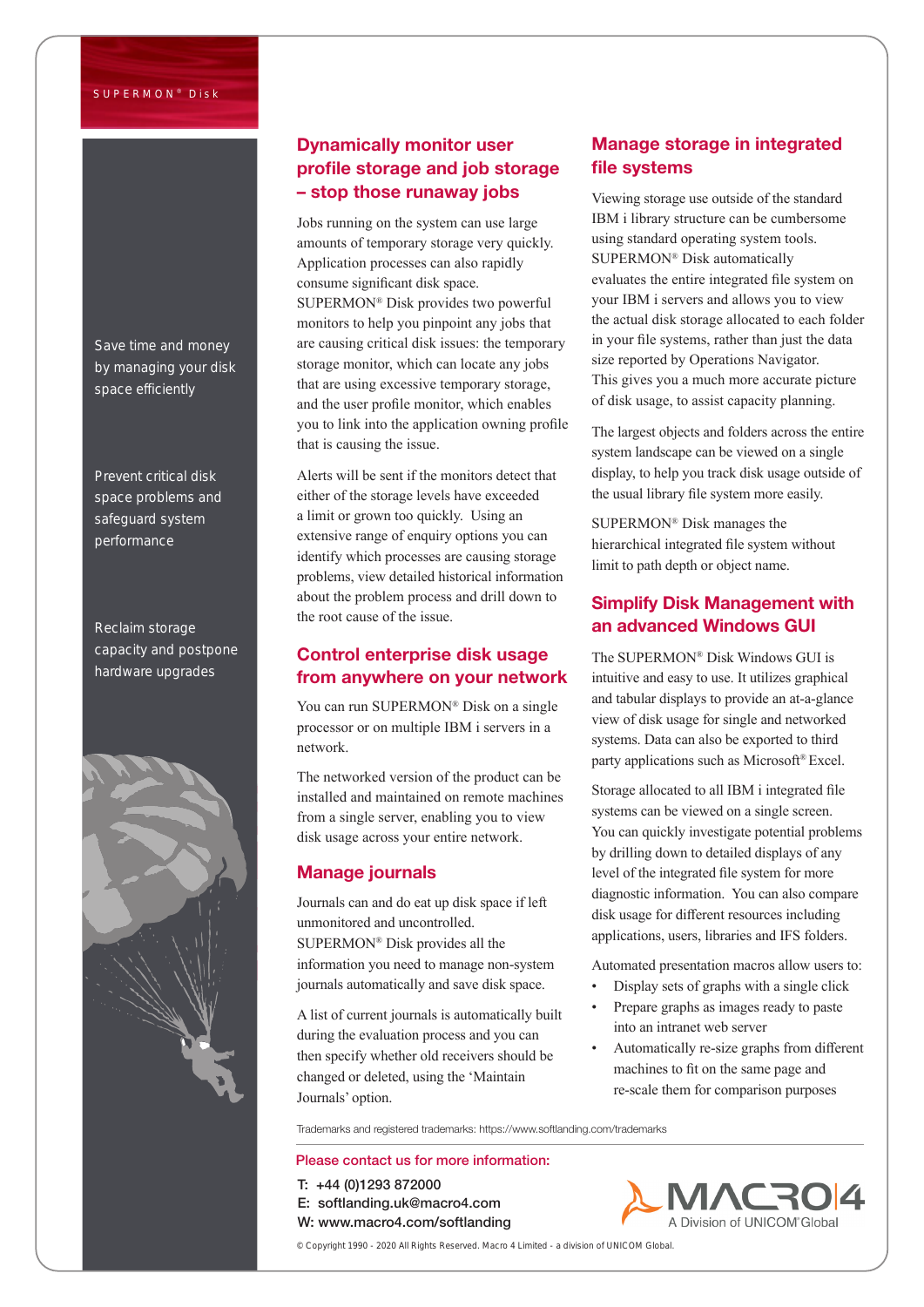SUPERMON® Disk

Save time and money by managing your disk space efficiently

Prevent critical disk space problems and safeguard system performance

Reclaim storage capacity and postpone hardware upgrades

## Dynamically monitor user profile storage and job storage – stop those runaway jobs

Jobs running on the system can use large amounts of temporary storage very quickly. Application processes can also rapidly consume significant disk space. SUPERMON® Disk provides two powerful monitors to help you pinpoint any jobs that are causing critical disk issues: the temporary storage monitor, which can locate any jobs that are using excessive temporary storage, and the user profile monitor, which enables you to link into the application owning profile that is causing the issue.

Alerts will be sent if the monitors detect that either of the storage levels have exceeded a limit or grown too quickly. Using an extensive range of enquiry options you can identify which processes are causing storage problems, view detailed historical information about the problem process and drill down to the root cause of the issue.

## Control enterprise disk usage from anywhere on your network

You can run SUPERMON® Disk on a single processor or on multiple IBM i servers in a network.

The networked version of the product can be installed and maintained on remote machines from a single server, enabling you to view disk usage across your entire network.

## Manage journals

Journals can and do eat up disk space if left unmonitored and uncontrolled. SUPERMON® Disk provides all the information you need to manage non-system journals automatically and save disk space.

A list of current journals is automatically built during the evaluation process and you can then specify whether old receivers should be changed or deleted, using the 'Maintain Journals' option.

## Manage storage in integrated file systems

Viewing storage use outside of the standard IBM i library structure can be cumbersome using standard operating system tools. SUPERMON® Disk automatically evaluates the entire integrated file system on your IBM i servers and allows you to view the actual disk storage allocated to each folder in your file systems, rather than just the data size reported by Operations Navigator. This gives you a much more accurate picture of disk usage, to assist capacity planning.

The largest objects and folders across the entire system landscape can be viewed on a single display, to help you track disk usage outside of the usual library file system more easily.

SUPERMON® Disk manages the hierarchical integrated file system without limit to path depth or object name.

## Simplify Disk Management with an advanced Windows GUI

The SUPERMON® Disk Windows GUI is intuitive and easy to use. It utilizes graphical and tabular displays to provide an at-a-glance view of disk usage for single and networked systems. Data can also be exported to third party applications such as Microsoft® Excel.

Storage allocated to all IBM i integrated file systems can be viewed on a single screen. You can quickly investigate potential problems by drilling down to detailed displays of any level of the integrated file system for more diagnostic information. You can also compare disk usage for different resources including applications, users, libraries and IFS folders.

Automated presentation macros allow users to:

- Display sets of graphs with a single click
- Prepare graphs as images ready to paste into an intranet web server
- Automatically re-size graphs from different machines to fit on the same page and re-scale them for comparison purposes

Trademarks and registered trademarks: https://www.softlanding.com/trademarks

**Please contact us for more information:**

T: +44 (0)1293 872000
E: softlanding.uk@macro4.com
W: www.macro4.com/softlanding

MACRO4 – A Division of UNICOM® Global

© Copyright 1990 - 2020 All Rights Reserved. Macro 4 Limited - a division of UNICOM Global.